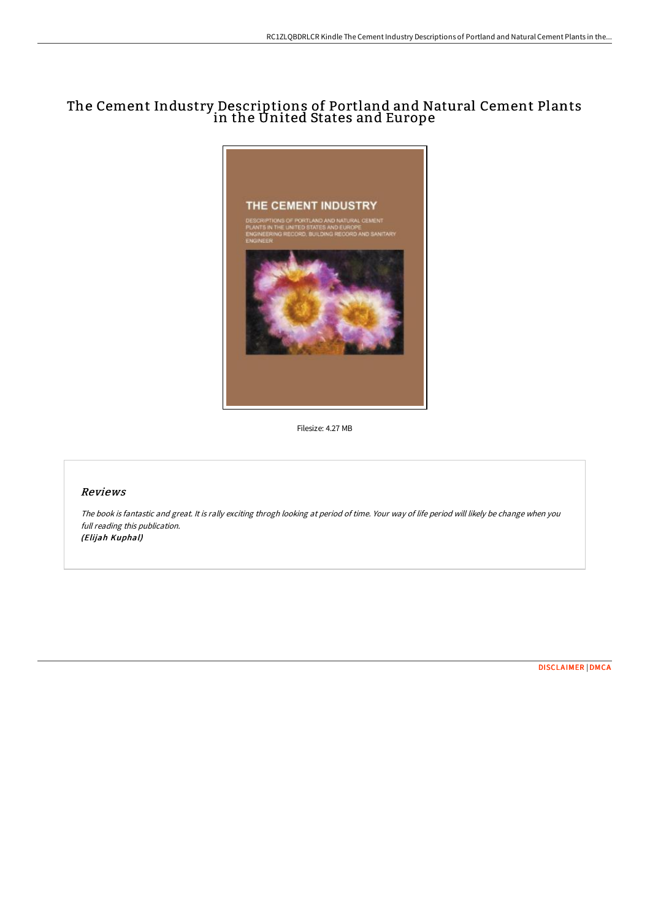# The Cement Industry Descriptions of Portland and Natural Cement Plants in the United States and Europe

Filesize: 4.27 MB

## *Reviews*

*The book is fantastic and great. It is rally exciting throgh looking at period of time. Your way of life period will likely be change when you full reading this publication.*
***(Elijah Kuphal)***

DISCLAIMER | DMCA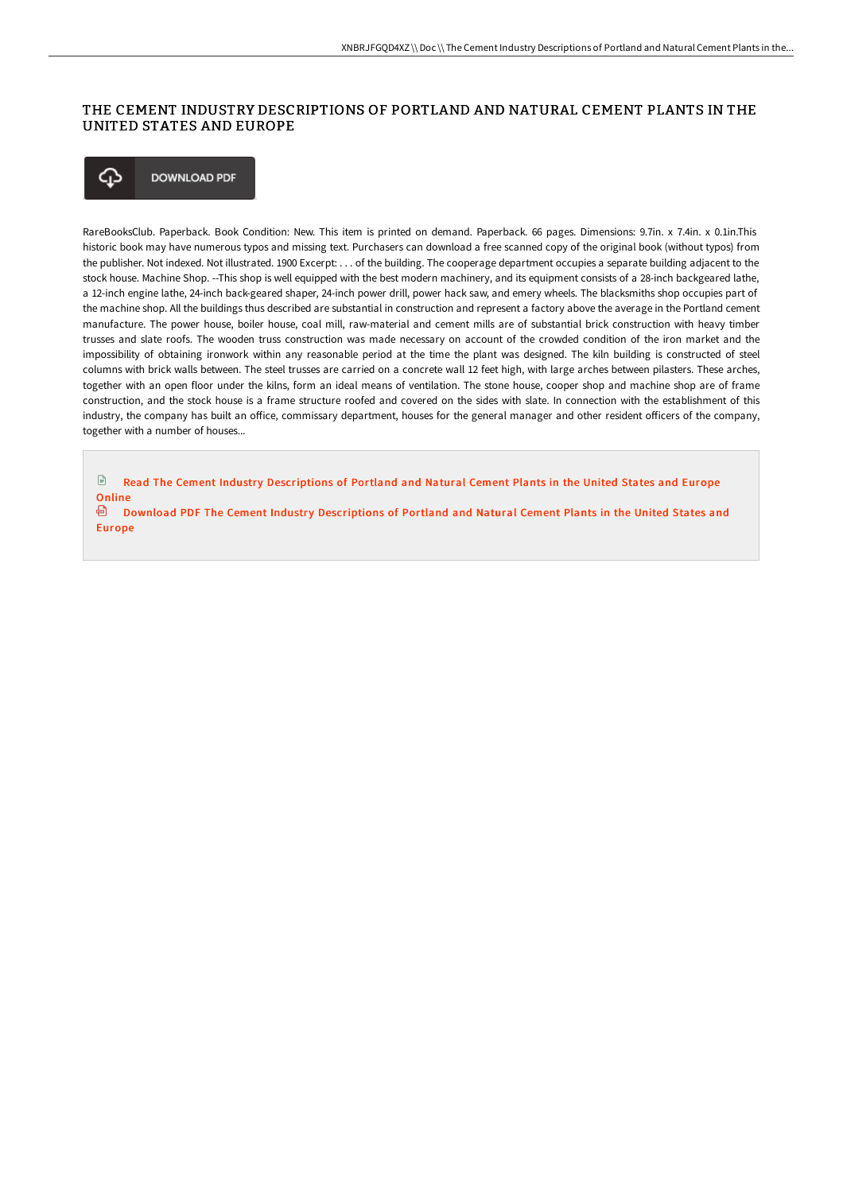# THE CEMENT INDUSTRY DESCRIPTIONS OF PORTLAND AND NATURAL CEMENT PLANTS IN THE UNITED STATES AND EUROPE

DOWNLOAD PDF

RareBooksClub. Paperback. Book Condition: New. This item is printed on demand. Paperback. 66 pages. Dimensions: 9.7in. x 7.4in. x 0.1in.This historic book may have numerous typos and missing text. Purchasers can download a free scanned copy of the original book (without typos) from the publisher. Not indexed. Not illustrated. 1900 Excerpt: . . . of the building. The cooperage department occupies a separate building adjacent to the stock house. Machine Shop. --This shop is well equipped with the best modern machinery, and its equipment consists of a 28-inch backgeared lathe, a 12-inch engine lathe, 24-inch back-geared shaper, 24-inch power drill, power hack saw, and emery wheels. The blacksmiths shop occupies part of the machine shop. All the buildings thus described are substantial in construction and represent a factory above the average in the Portland cement manufacture. The power house, boiler house, coal mill, raw-material and cement mills are of substantial brick construction with heavy timber trusses and slate roofs. The wooden truss construction was made necessary on account of the crowded condition of the iron market and the impossibility of obtaining ironwork within any reasonable period at the time the plant was designed. The kiln building is constructed of steel columns with brick walls between. The steel trusses are carried on a concrete wall 12 feet high, with large arches between pilasters. These arches, together with an open floor under the kilns, form an ideal means of ventilation. The stone house, cooper shop and machine shop are of frame construction, and the stock house is a frame structure roofed and covered on the sides with slate. In connection with the establishment of this industry, the company has built an office, commissary department, houses for the general manager and other resident officers of the company, together with a number of houses...

Read The Cement Industry Descriptions of Portland and Natural Cement Plants in the United States and Europe Online

Download PDF The Cement Industry Descriptions of Portland and Natural Cement Plants in the United States and Europe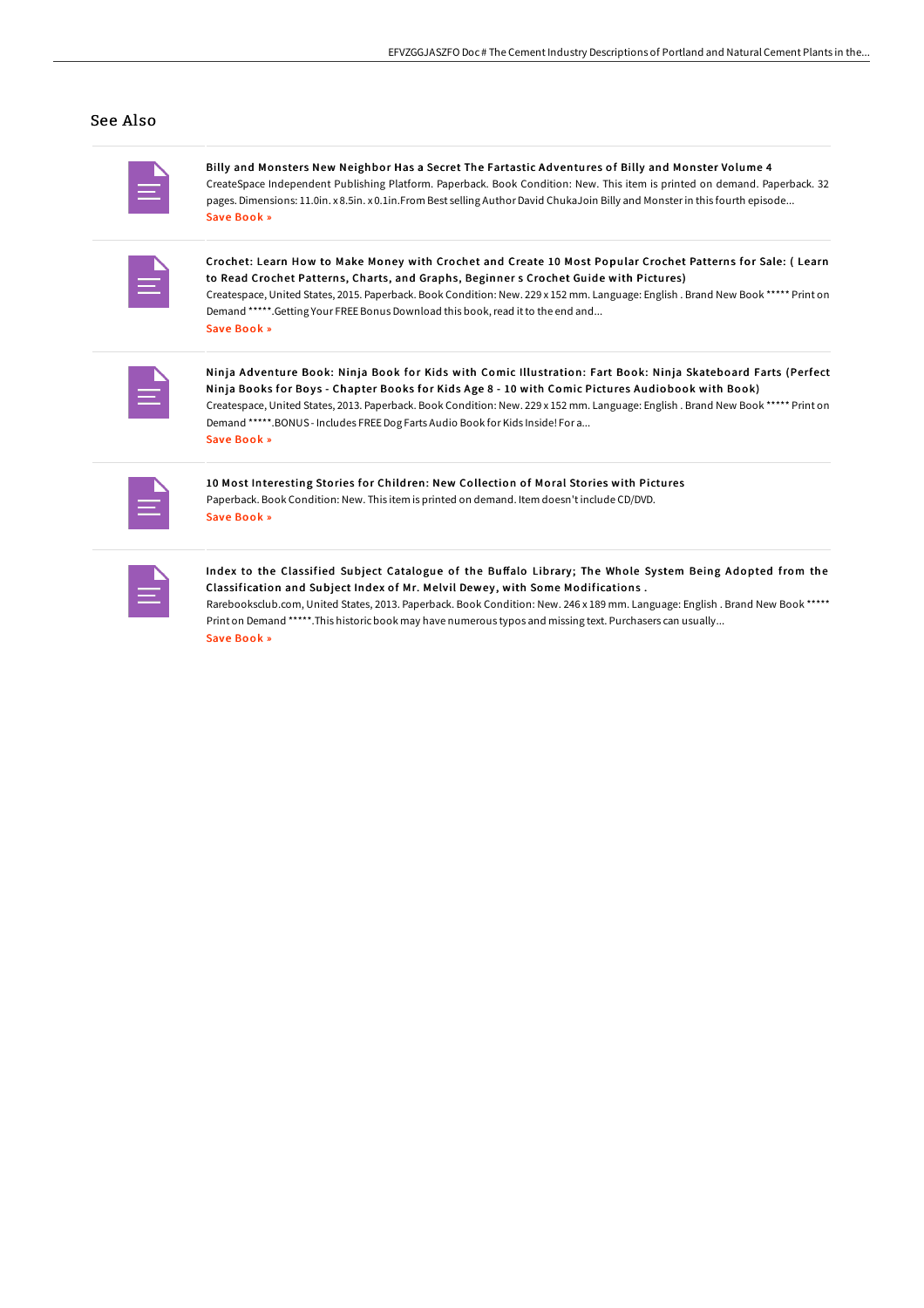## See Also

**Billy and Monsters New Neighbor Has a Secret The Fartastic Adventures of Billy and Monster Volume 4**
CreateSpace Independent Publishing Platform. Paperback. Book Condition: New. This item is printed on demand. Paperback. 32 pages. Dimensions: 11.0in. x 8.5in. x 0.1in.From Best selling Author David ChukaJoin Billy and Monster in this fourth episode...
Save Book »

**Crochet: Learn How to Make Money with Crochet and Create 10 Most Popular Crochet Patterns for Sale: ( Learn to Read Crochet Patterns, Charts, and Graphs, Beginner s Crochet Guide with Pictures)**
Createspace, United States, 2015. Paperback. Book Condition: New. 229 x 152 mm. Language: English . Brand New Book ***** Print on Demand *****.Getting Your FREE Bonus Download this book, read it to the end and...
Save Book »

**Ninja Adventure Book: Ninja Book for Kids with Comic Illustration: Fart Book: Ninja Skateboard Farts (Perfect Ninja Books for Boys - Chapter Books for Kids Age 8 - 10 with Comic Pictures Audiobook with Book)**
Createspace, United States, 2013. Paperback. Book Condition: New. 229 x 152 mm. Language: English . Brand New Book ***** Print on Demand *****.BONUS - Includes FREE Dog Farts Audio Book for Kids Inside! For a...
Save Book »

**10 Most Interesting Stories for Children: New Collection of Moral Stories with Pictures**
Paperback. Book Condition: New. This item is printed on demand. Item doesn't include CD/DVD.
Save Book »

**Index to the Classified Subject Catalogue of the Buffalo Library; The Whole System Being Adopted from the Classification and Subject Index of Mr. Melvil Dewey, with Some Modifications .**
Rarebooksclub.com, United States, 2013. Paperback. Book Condition: New. 246 x 189 mm. Language: English . Brand New Book ***** Print on Demand *****.This historic book may have numerous typos and missing text. Purchasers can usually...
Save Book »